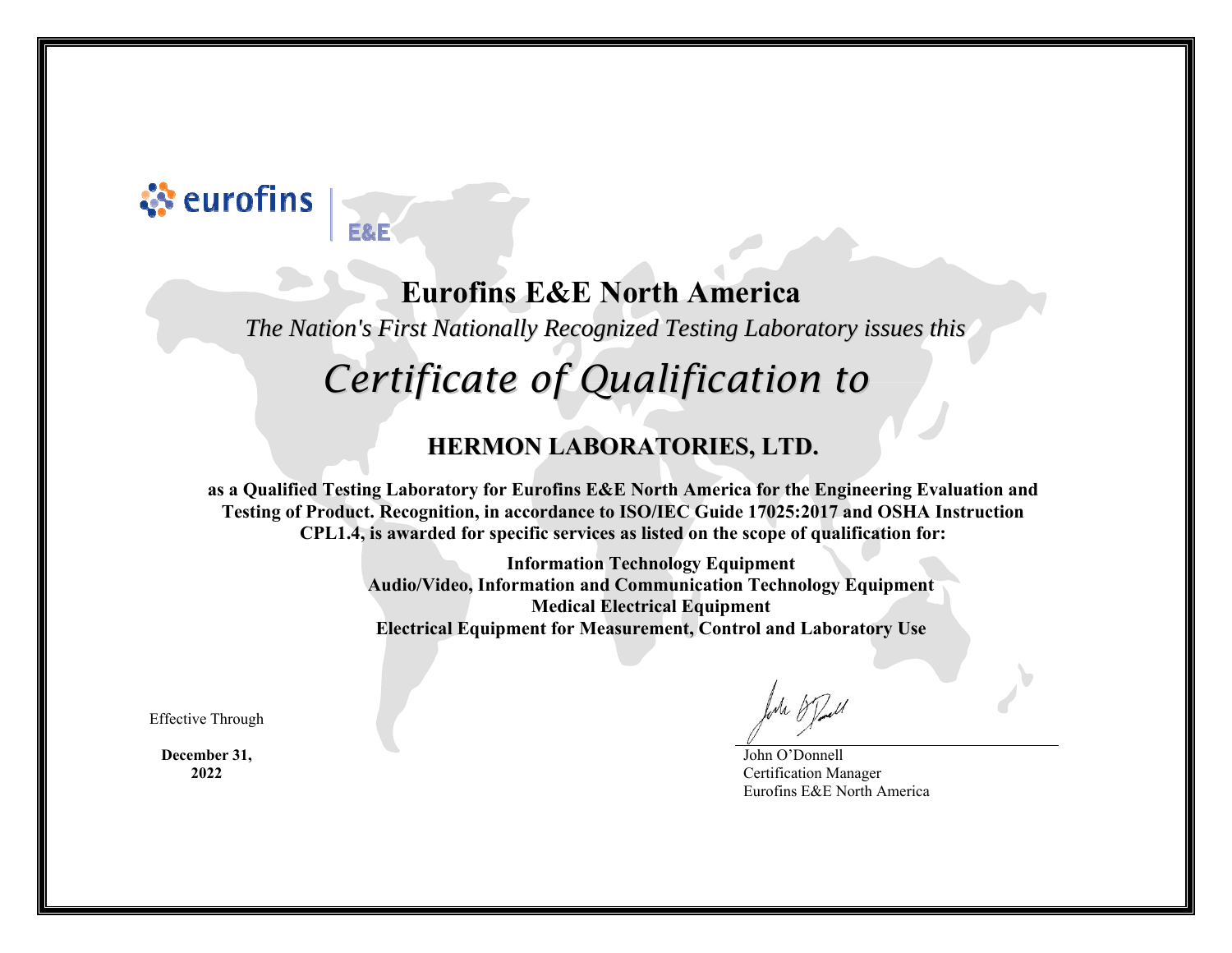eurofins | E&E

# Eurofins E&E North America

*The Nation's First Nationally Recognized Testing Laboratory issues this*

# *Certificate of Qualification to*

## HERMON LABORATORIES, LTD.

**as a Qualified Testing Laboratory for Eurofins E&E North America for the Engineering Evaluation and Testing of Product. Recognition, in accordance to ISO/IEC Guide 17025:2017 and OSHA Instruction CPL1.4, is awarded for specific services as listed on the scope of qualification for:**

**Information Technology Equipment**
**Audio/Video, Information and Communication Technology Equipment**
**Medical Electrical Equipment**
**Electrical Equipment for Measurement, Control and Laboratory Use**

Effective Through

**December 31, 2022**

John O'Donnell
Certification Manager
Eurofins E&E North America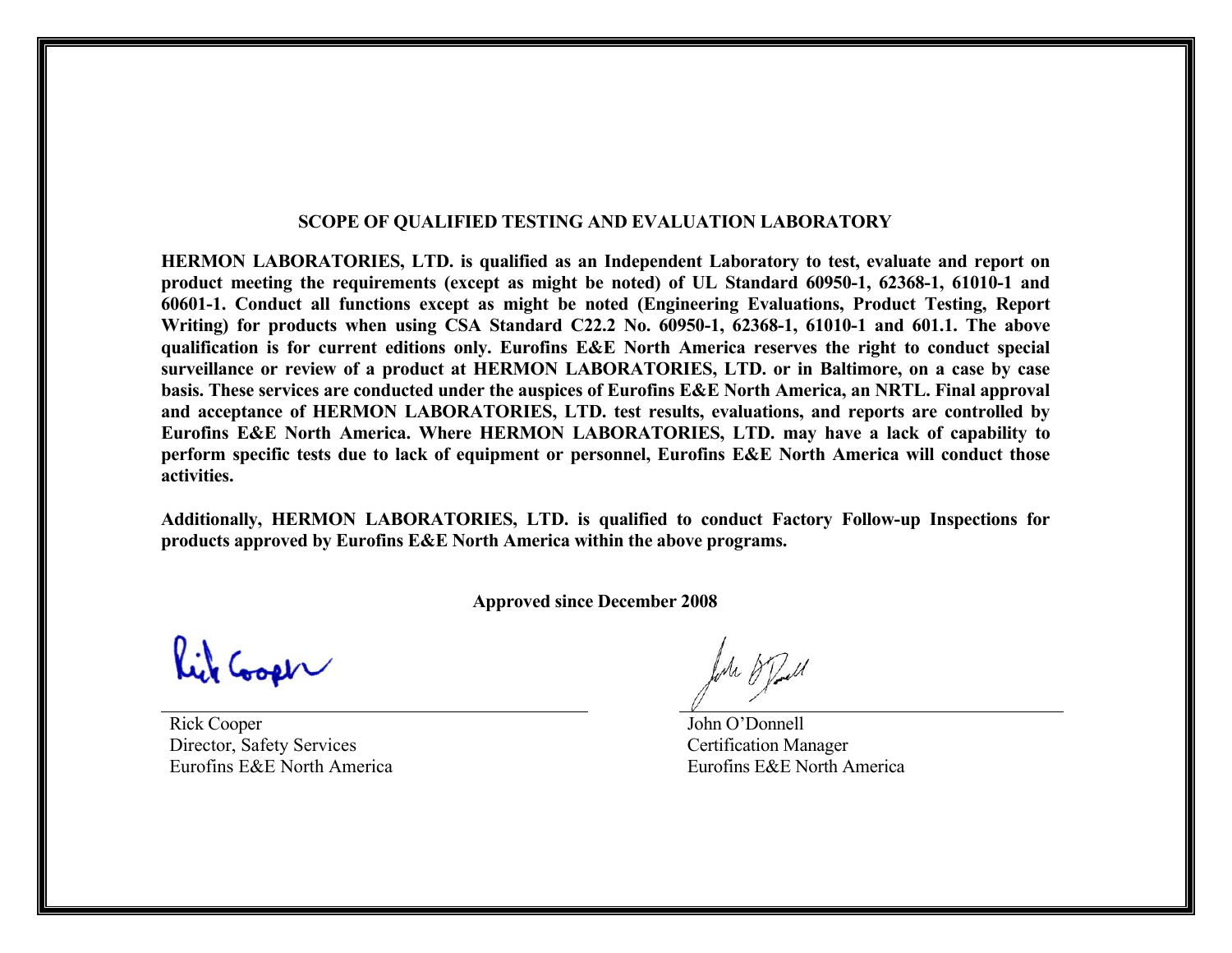## SCOPE OF QUALIFIED TESTING AND EVALUATION LABORATORY

**HERMON LABORATORIES, LTD. is qualified as an Independent Laboratory to test, evaluate and report on product meeting the requirements (except as might be noted) of UL Standard 60950-1, 62368-1, 61010-1 and 60601-1. Conduct all functions except as might be noted (Engineering Evaluations, Product Testing, Report Writing) for products when using CSA Standard C22.2 No. 60950-1, 62368-1, 61010-1 and 601.1. The above qualification is for current editions only. Eurofins E&E North America reserves the right to conduct special surveillance or review of a product at HERMON LABORATORIES, LTD. or in Baltimore, on a case by case basis. These services are conducted under the auspices of Eurofins E&E North America, an NRTL. Final approval and acceptance of HERMON LABORATORIES, LTD. test results, evaluations, and reports are controlled by Eurofins E&E North America. Where HERMON LABORATORIES, LTD. may have a lack of capability to perform specific tests due to lack of equipment or personnel, Eurofins E&E North America will conduct those activities.**

**Additionally, HERMON LABORATORIES, LTD. is qualified to conduct Factory Follow-up Inspections for products approved by Eurofins E&E North America within the above programs.**

**Approved since December 2008**

Rick Cooper
Director, Safety Services
Eurofins E&E North America

John O'Donnell
Certification Manager
Eurofins E&E North America